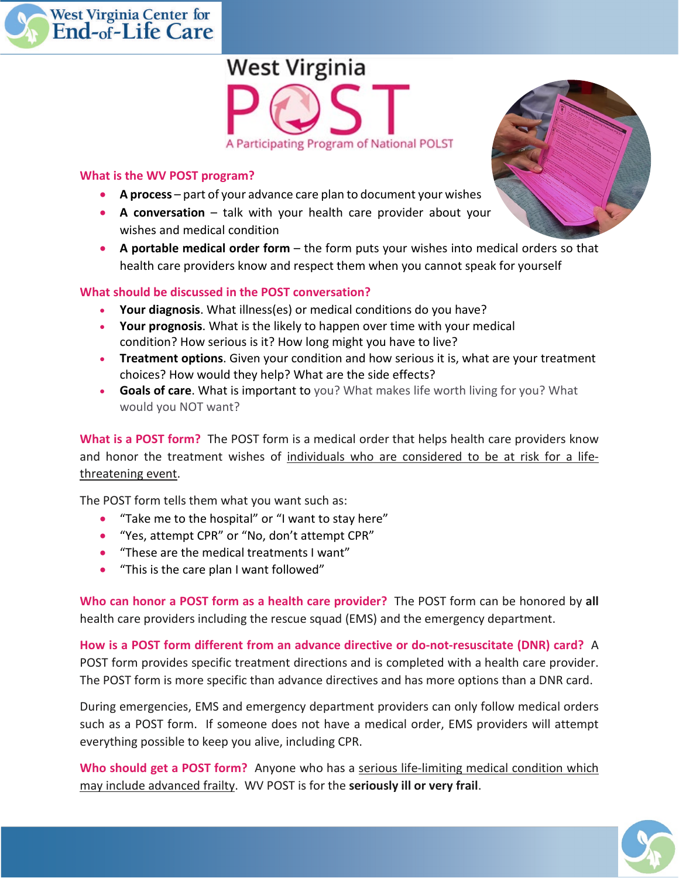# West Virginia POST

A Participating Program of National POLST

## What is the WV POST program?

- **A process** – part of your advance care plan to document your wishes
- **A conversation** – talk with your health care provider about your wishes and medical condition
- **A portable medical order form** – the form puts your wishes into medical orders so that health care providers know and respect them when you cannot speak for yourself

## What should be discussed in the POST conversation?

- **Your diagnosis**. What illness(es) or medical conditions do you have?
- **Your prognosis**. What is the likely to happen over time with your medical condition? How serious is it? How long might you have to live?
- **Treatment options**. Given your condition and how serious it is, what are your treatment choices? How would they help? What are the side effects?
- **Goals of care**. What is important to you? What makes life worth living for you? What would you NOT want?

**What is a POST form?** The POST form is a medical order that helps health care providers know and honor the treatment wishes of individuals who are considered to be at risk for a life-threatening event.

The POST form tells them what you want such as:

- "Take me to the hospital" or "I want to stay here"
- "Yes, attempt CPR" or "No, don't attempt CPR"
- "These are the medical treatments I want"
- "This is the care plan I want followed"

**Who can honor a POST form as a health care provider?** The POST form can be honored by **all** health care providers including the rescue squad (EMS) and the emergency department.

**How is a POST form different from an advance directive or do-not-resuscitate (DNR) card?** A POST form provides specific treatment directions and is completed with a health care provider. The POST form is more specific than advance directives and has more options than a DNR card.

During emergencies, EMS and emergency department providers can only follow medical orders such as a POST form. If someone does not have a medical order, EMS providers will attempt everything possible to keep you alive, including CPR.

**Who should get a POST form?** Anyone who has a serious life-limiting medical condition which may include advanced frailty. WV POST is for the **seriously ill or very frail**.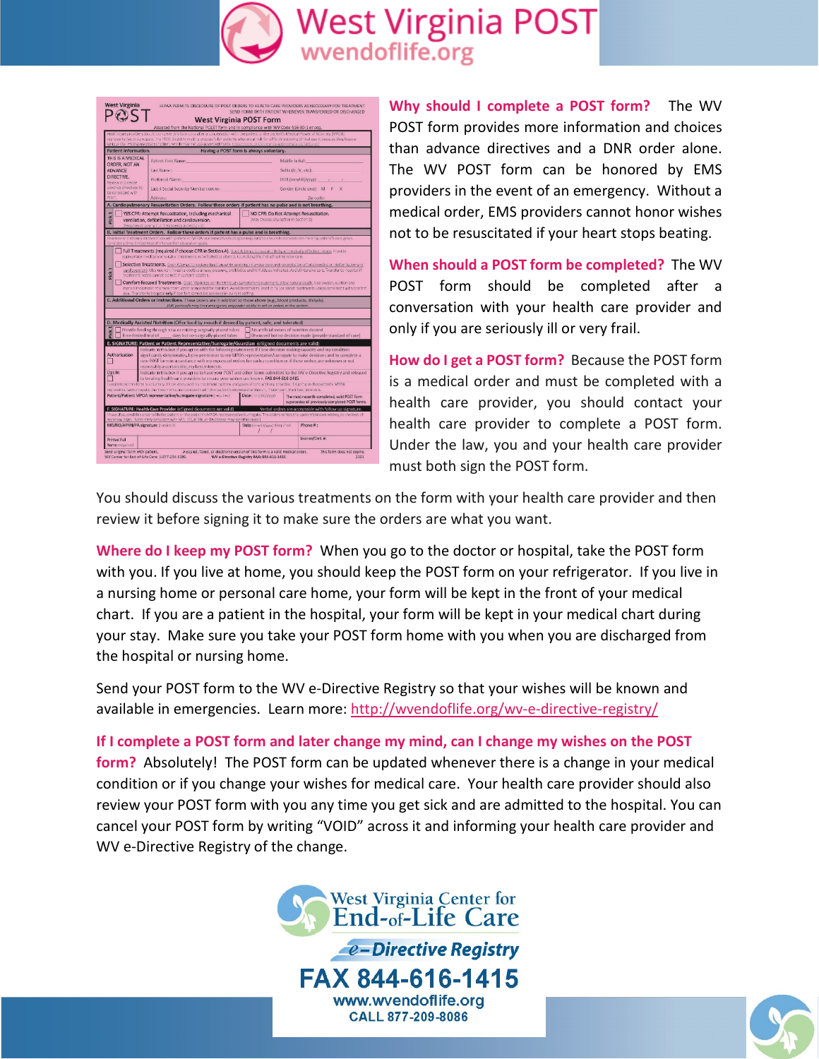# West Virginia POST

wvendoflife.org

**Why should I complete a POST form?** The WV POST form provides more information and choices than advance directives and a DNR order alone. The WV POST form can be honored by EMS providers in the event of an emergency. Without a medical order, EMS providers cannot honor wishes not to be resuscitated if your heart stops beating.

**When should a POST form be completed?** The WV POST form should be completed after a conversation with your health care provider and only if you are seriously ill or very frail.

**How do I get a POST form?** Because the POST form is a medical order and must be completed with a health care provider, you should contact your health care provider to complete a POST form. Under the law, you and your health care provider must both sign the POST form.

You should discuss the various treatments on the form with your health care provider and then review it before signing it to make sure the orders are what you want.

**Where do I keep my POST form?** When you go to the doctor or hospital, take the POST form with you. If you live at home, you should keep the POST form on your refrigerator. If you live in a nursing home or personal care home, your form will be kept in the front of your medical chart. If you are a patient in the hospital, your form will be kept in your medical chart during your stay. Make sure you take your POST form home with you when you are discharged from the hospital or nursing home.

Send your POST form to the WV e-Directive Registry so that your wishes will be known and available in emergencies. Learn more: http://wvendoflife.org/wv-e-directive-registry/

**If I complete a POST form and later change my mind, can I change my wishes on the POST form?** Absolutely! The POST form can be updated whenever there is a change in your medical condition or if you change your wishes for medical care. Your health care provider should also review your POST form with you any time you get sick and are admitted to the hospital. You can cancel your POST form by writing "VOID" across it and informing your health care provider and WV e-Directive Registry of the change.

West Virginia Center for End-of-Life Care

e-Directive Registry

FAX 844-616-1415

www.wvendoflife.org

CALL 877-209-8086